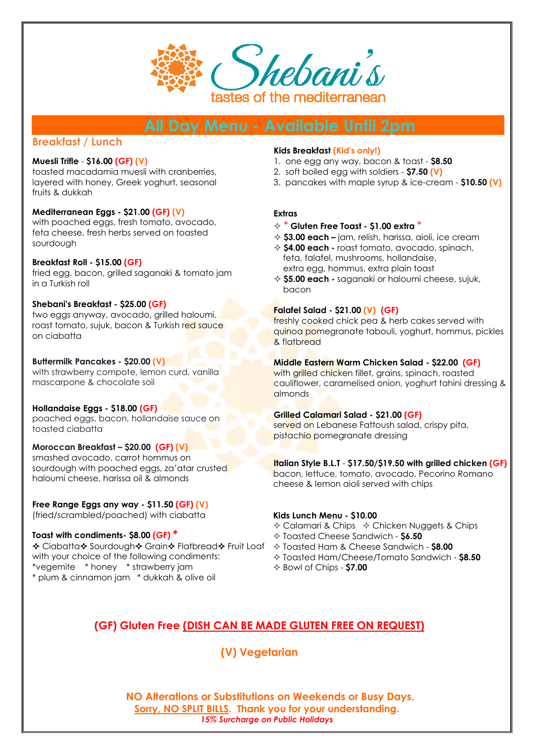# Shebani's

tastes of the mediterranean

## All Day Menu - Available Until 2pm

### Breakfast / Lunch

**Muesli Trifle** - **$16.00 (GF) (V)**
toasted macadamia muesli with cranberries, layered with honey, Greek yoghurt, seasonal fruits & dukkah

**Mediterranean Eggs - $21.00 (GF) (V)**
with poached eggs, fresh tomato, avocado, feta cheese, fresh herbs served on toasted sourdough

**Breakfast Roll - $15.00 (GF)**
fried egg, bacon, grilled saganaki & tomato jam in a Turkish roll

**Shebani's Breakfast - $25.00 (GF)**
two eggs anyway, avocado, grilled haloumi, roast tomato, sujuk, bacon & Turkish red sauce on ciabatta

**Buttermilk Pancakes - $20.00 (V)**
with strawberry compote, lemon curd, vanilla mascarpone & chocolate soil

**Hollandaise Eggs - $18.00 (GF)**
poached eggs, bacon, hollandaise sauce on toasted ciabatta

**Moroccan Breakfast – $20.00 (GF) (V)**
smashed avocado, carrot hommus on sourdough with poached eggs, za'atar crusted haloumi cheese, harissa oil & almonds

**Free Range Eggs any way - $11.50 (GF) (V)**
(fried/scrambled/poached) with ciabatta

**Toast with condiments- $8.00 (GF) ***
✧ Ciabatta ✧ Sourdough ✧ Grain ✧ Flatbread ✧ Fruit Loaf with your choice of the following condiments:
*vegemite * honey * strawberry jam
* plum & cinnamon jam * dukkah & olive oil

**Kids Breakfast (Kid's only!)**

1. one egg any way, bacon & toast - **$8.50**
2. soft boiled egg with soldiers - **$7.50 (V)**
3. pancakes with maple syrup & ice-cream - **$10.50 (V)**

**Extras**

- ✧ * **Gluten Free Toast - $1.00 extra** *
- ✧ **$3.00 each –** jam, relish, harissa, aioli, ice cream
- ✧ **$4.00 each -** roast tomato, avocado, spinach, feta, falafel, mushrooms, hollandaise, extra egg, hommus, extra plain toast
- ✧ **$5.00 each -** saganaki or haloumi cheese, sujuk, bacon

**Falafel Salad - $21.00 (V) (GF)**
freshly cooked chick pea & herb cakes served with quinoa pomegranate tabouli, yoghurt, hommus, pickles & flatbread

**Middle Eastern Warm Chicken Salad - $22.00 (GF)**
with grilled chicken fillet, grains, spinach, roasted cauliflower, caramelised onion, yoghurt tahini dressing & almonds

**Grilled Calamari Salad - $21.00 (GF)**
served on Lebanese Fattoush salad, crispy pita, pistachio pomegranate dressing

**Italian Style B.L.T** - **$17.50/$19.50 with grilled chicken (GF)**
bacon, lettuce, tomato, avocado, Pecorino Romano cheese & lemon aioli served with chips

**Kids Lunch Menu - $10.00**

- ✧ Calamari & Chips ✧ Chicken Nuggets & Chips
- ✧ Toasted Cheese Sandwich - **$6.50**
- ✧ Toasted Ham & Cheese Sandwich - **$8.00**
- ✧ Toasted Ham/Cheese/Tomato Sandwich - **$8.50**
- ✧ Bowl of Chips - **$7.00**

**(GF) Gluten Free (DISH CAN BE MADE GLUTEN FREE ON REQUEST)**

**(V) Vegetarian**

**NO Alterations or Substitutions on Weekends or Busy Days.**
**Sorry, NO SPLIT BILLS. Thank you for your understanding.**
***15% Surcharge on Public Holidays***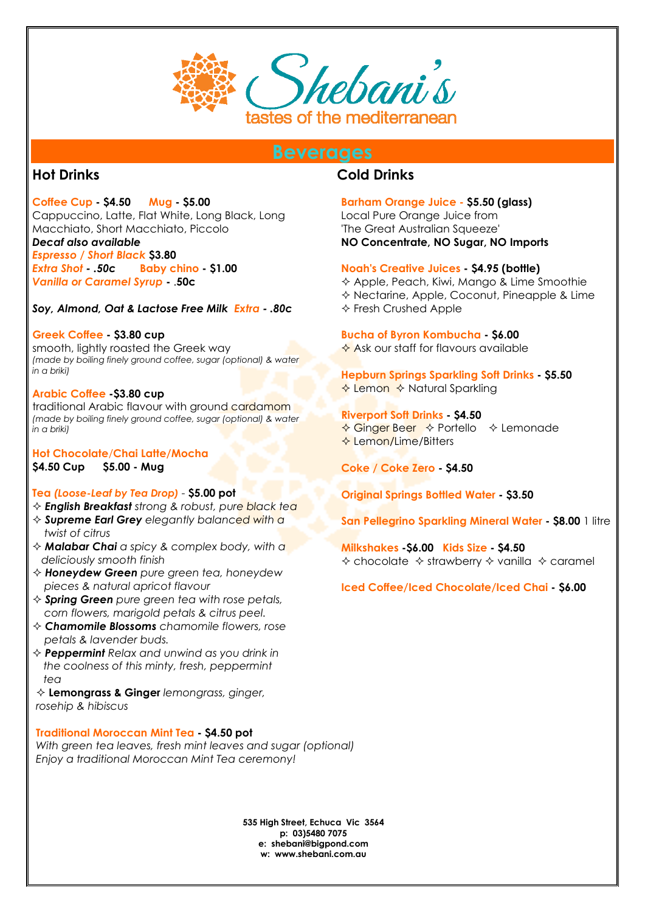# Shebani's

tastes of the mediterranean

## Beverages

### Hot Drinks

**Coffee Cup - $4.50   Mug - $5.00**
Cappuccino, Latte, Flat White, Long Black, Long Macchiato, Short Macchiato, Piccolo
***Decaf also available***
***Espresso / Short Black* $3.80**
***Extra Shot - .50c***   **Baby chino - $1.00**
***Vanilla or Caramel Syrup* - .50c**

***Soy, Almond, Oat & Lactose Free Milk  Extra - .80c***

**Greek Coffee - $3.80 cup**
smooth, lightly roasted the Greek way
*(made by boiling finely ground coffee, sugar (optional) & water in a briki)*

**Arabic Coffee -$3.80 cup**
traditional Arabic flavour with ground cardamom
*(made by boiling finely ground coffee, sugar (optional) & water in a briki)*

**Hot Chocolate/Chai Latte/Mocha**
**$4.50 Cup   $5.00 - Mug**

**Tea *(Loose-Leaf by Tea Drop)* - $5.00 pot**

- ✧ ***English Breakfast*** *strong & robust, pure black tea*
- ✧ ***Supreme Earl Grey*** *elegantly balanced with a twist of citrus*
- ✧ ***Malabar Chai*** *a spicy & complex body, with a deliciously smooth finish*
- ✧ ***Honeydew Green*** *pure green tea, honeydew pieces & natural apricot flavour*
- ✧ ***Spring Green*** *pure green tea with rose petals, corn flowers, marigold petals & citrus peel.*
- ✧ ***Chamomile Blossoms*** *chamomile flowers, rose petals & lavender buds.*
- ✧ ***Peppermint*** *Relax and unwind as you drink in the coolness of this minty, fresh, peppermint tea*
- ✧ **Lemongrass & Ginger** *lemongrass, ginger, rosehip & hibiscus*

**Traditional Moroccan Mint Tea - $4.50 pot**
*With green tea leaves, fresh mint leaves and sugar (optional)*
*Enjoy a traditional Moroccan Mint Tea ceremony!*

### Cold Drinks

**Barham Orange Juice - $5.50 (glass)**
Local Pure Orange Juice from 'The Great Australian Squeeze'
**NO Concentrate, NO Sugar, NO Imports**

**Noah's Creative Juices - $4.95 (bottle)**

- ✧ Apple, Peach, Kiwi, Mango & Lime Smoothie
- ✧ Nectarine, Apple, Coconut, Pineapple & Lime
- ✧ Fresh Crushed Apple

**Bucha of Byron Kombucha - $6.00**
✧ Ask our staff for flavours available

**Hepburn Springs Sparkling Soft Drinks - $5.50**
✧ Lemon ✧ Natural Sparkling

**Riverport Soft Drinks - $4.50**
✧ Ginger Beer ✧ Portello ✧ Lemonade
✧ Lemon/Lime/Bitters

**Coke / Coke Zero - $4.50**

**Original Springs Bottled Water - $3.50**

**San Pellegrino Sparkling Mineral Water - $8.00** 1 litre

**Milkshakes -$6.00   Kids Size - $4.50**
✧ chocolate ✧ strawberry ✧ vanilla ✧ caramel

**Iced Coffee/Iced Chocolate/Iced Chai - $6.00**

**535 High Street, Echuca Vic 3564**
**p: 03)5480 7075**
**e: shebani@bigpond.com**
**w: www.shebani.com.au**